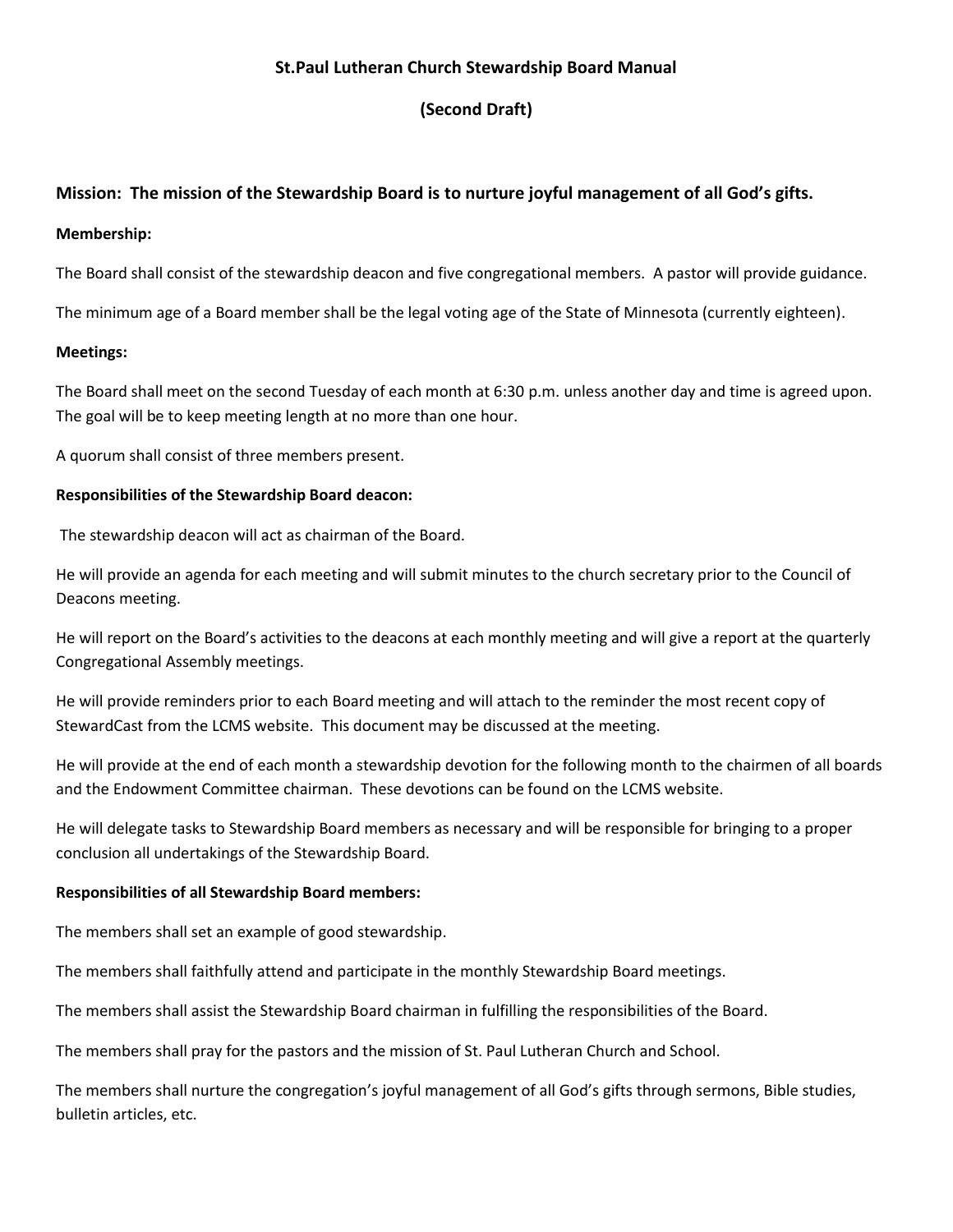# St.Paul Lutheran Church Stewardship Board Manual

## (Second Draft)

### Mission: The mission of the Stewardship Board is to nurture joyful management of all God's gifts.

**Membership:**

The Board shall consist of the stewardship deacon and five congregational members. A pastor will provide guidance.

The minimum age of a Board member shall be the legal voting age of the State of Minnesota (currently eighteen).

**Meetings:**

The Board shall meet on the second Tuesday of each month at 6:30 p.m. unless another day and time is agreed upon. The goal will be to keep meeting length at no more than one hour.

A quorum shall consist of three members present.

**Responsibilities of the Stewardship Board deacon:**

The stewardship deacon will act as chairman of the Board.

He will provide an agenda for each meeting and will submit minutes to the church secretary prior to the Council of Deacons meeting.

He will report on the Board's activities to the deacons at each monthly meeting and will give a report at the quarterly Congregational Assembly meetings.

He will provide reminders prior to each Board meeting and will attach to the reminder the most recent copy of StewardCast from the LCMS website. This document may be discussed at the meeting.

He will provide at the end of each month a stewardship devotion for the following month to the chairmen of all boards and the Endowment Committee chairman. These devotions can be found on the LCMS website.

He will delegate tasks to Stewardship Board members as necessary and will be responsible for bringing to a proper conclusion all undertakings of the Stewardship Board.

**Responsibilities of all Stewardship Board members:**

The members shall set an example of good stewardship.

The members shall faithfully attend and participate in the monthly Stewardship Board meetings.

The members shall assist the Stewardship Board chairman in fulfilling the responsibilities of the Board.

The members shall pray for the pastors and the mission of St. Paul Lutheran Church and School.

The members shall nurture the congregation's joyful management of all God's gifts through sermons, Bible studies, bulletin articles, etc.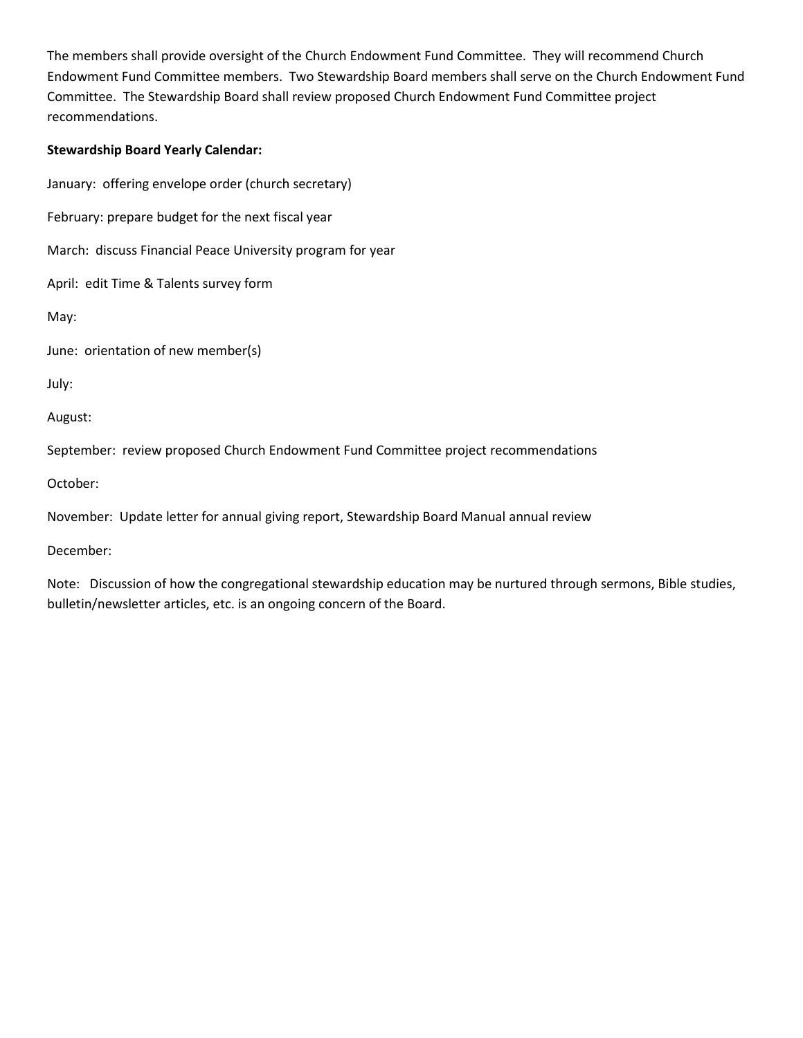The members shall provide oversight of the Church Endowment Fund Committee. They will recommend Church Endowment Fund Committee members. Two Stewardship Board members shall serve on the Church Endowment Fund Committee. The Stewardship Board shall review proposed Church Endowment Fund Committee project recommendations.

**Stewardship Board Yearly Calendar:**

January: offering envelope order (church secretary)

February: prepare budget for the next fiscal year

March: discuss Financial Peace University program for year

April: edit Time & Talents survey form

May:

June: orientation of new member(s)

July:

August:

September: review proposed Church Endowment Fund Committee project recommendations

October:

November: Update letter for annual giving report, Stewardship Board Manual annual review

December:

Note: Discussion of how the congregational stewardship education may be nurtured through sermons, Bible studies, bulletin/newsletter articles, etc. is an ongoing concern of the Board.